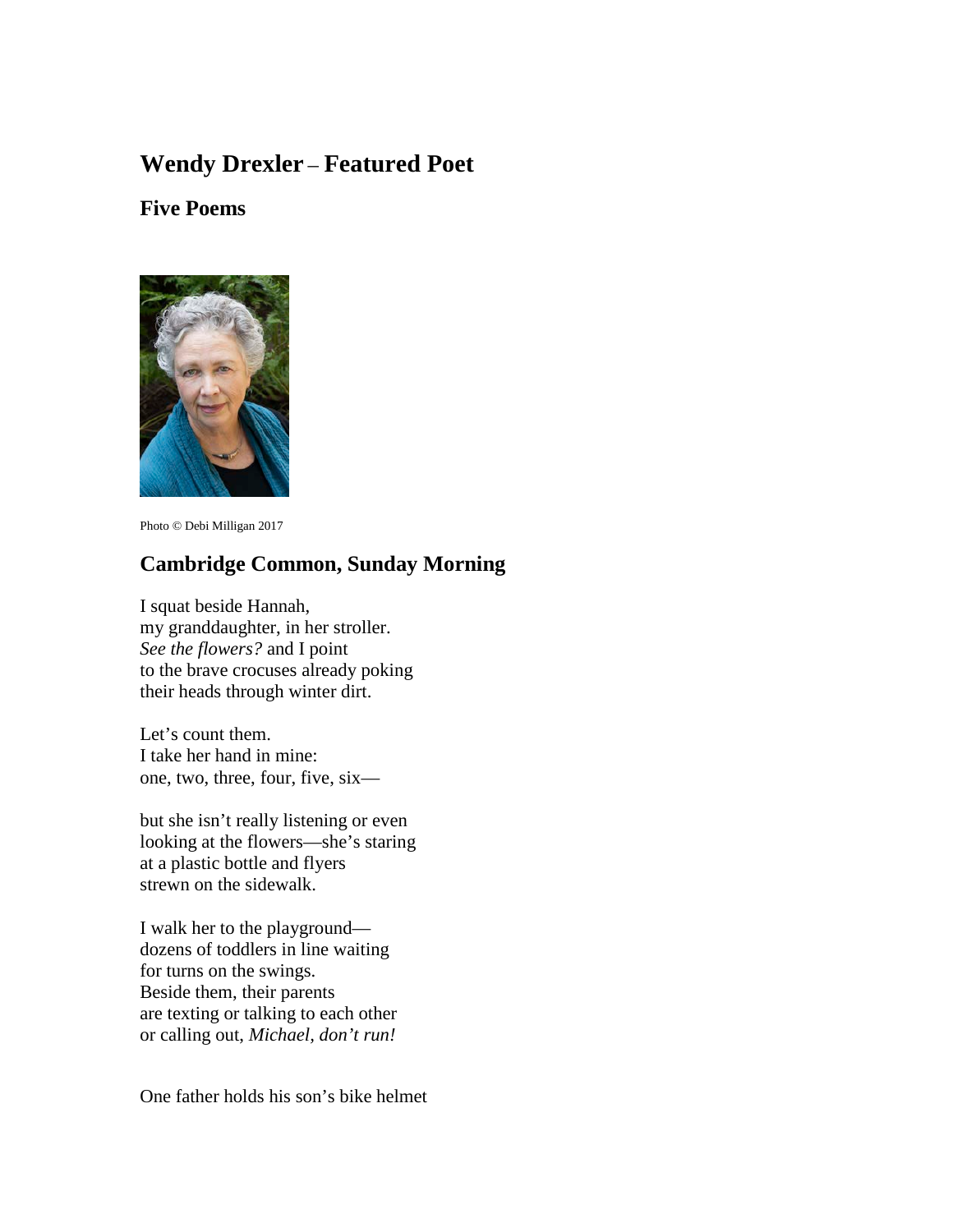# Wendy Drexler – Featured Poet

## Five Poems

Photo © Debi Milligan 2017

## Cambridge Common, Sunday Morning

I squat beside Hannah,  
my granddaughter, in her stroller.  
*See the flowers?* and I point  
to the brave crocuses already poking  
their heads through winter dirt.

Let's count them.  
I take her hand in mine:  
one, two, three, four, five, six—

but she isn't really listening or even  
looking at the flowers—she's staring  
at a plastic bottle and flyers  
strewn on the sidewalk.

I walk her to the playground—  
dozens of toddlers in line waiting  
for turns on the swings.  
Beside them, their parents  
are texting or talking to each other  
or calling out, *Michael, don't run!*

One father holds his son's bike helmet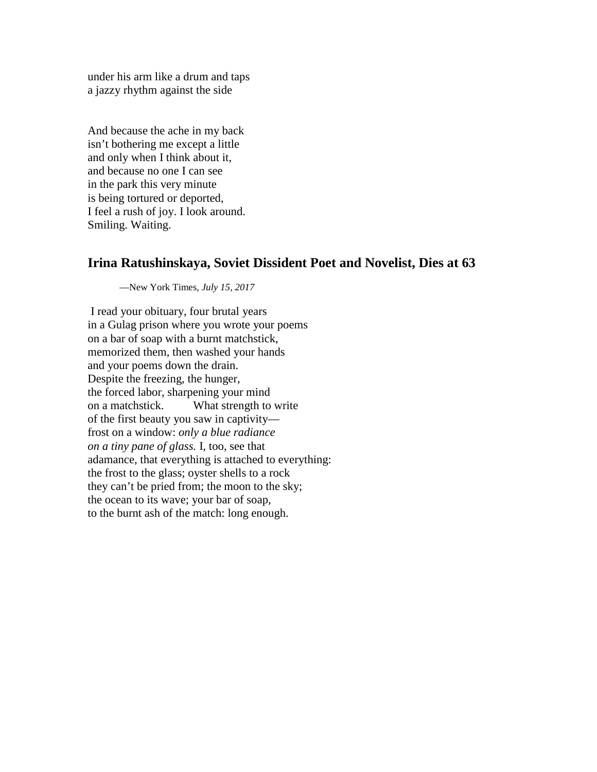under his arm like a drum and taps
a jazzy rhythm against the side

And because the ache in my back
isn't bothering me except a little
and only when I think about it,
and because no one I can see
in the park this very minute
is being tortured or deported,
I feel a rush of joy. I look around.
Smiling. Waiting.

## Irina Ratushinskaya, Soviet Dissident Poet and Novelist, Dies at 63

—New York Times, *July 15, 2017*

I read your obituary, four brutal years
in a Gulag prison where you wrote your poems
on a bar of soap with a burnt matchstick,
memorized them, then washed your hands
and your poems down the drain.
Despite the freezing, the hunger,
the forced labor, sharpening your mind
on a matchstick. What strength to write
of the first beauty you saw in captivity—
frost on a window: *only a blue radiance*
*on a tiny pane of glass.* I, too, see that
adamance, that everything is attached to everything:
the frost to the glass; oyster shells to a rock
they can't be pried from; the moon to the sky;
the ocean to its wave; your bar of soap,
to the burnt ash of the match: long enough.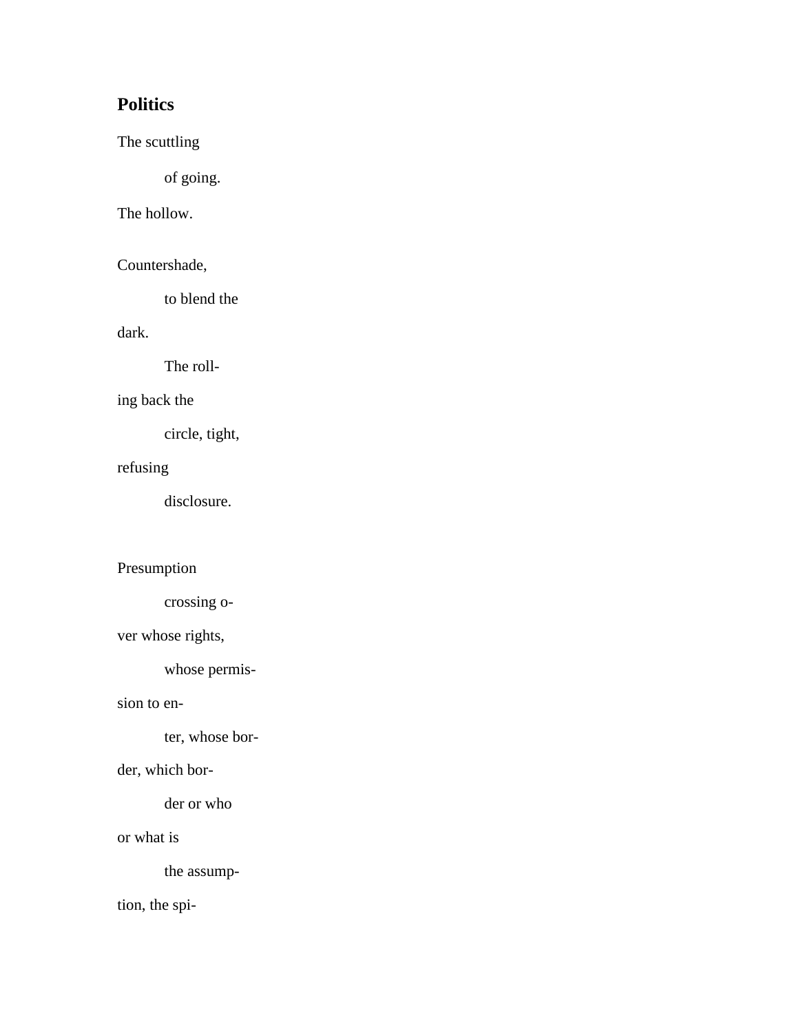## Politics

The scuttling

&nbsp;&nbsp;&nbsp;&nbsp;&nbsp;&nbsp;&nbsp;&nbsp;of going.

The hollow.

Countershade,

&nbsp;&nbsp;&nbsp;&nbsp;&nbsp;&nbsp;&nbsp;&nbsp;to blend the

dark.

&nbsp;&nbsp;&nbsp;&nbsp;&nbsp;&nbsp;&nbsp;&nbsp;The roll-

ing back the

&nbsp;&nbsp;&nbsp;&nbsp;&nbsp;&nbsp;&nbsp;&nbsp;circle, tight,

refusing

&nbsp;&nbsp;&nbsp;&nbsp;&nbsp;&nbsp;&nbsp;&nbsp;disclosure.

Presumption

&nbsp;&nbsp;&nbsp;&nbsp;&nbsp;&nbsp;&nbsp;&nbsp;crossing o-

ver whose rights,

&nbsp;&nbsp;&nbsp;&nbsp;&nbsp;&nbsp;&nbsp;&nbsp;whose permis-

sion to en-

&nbsp;&nbsp;&nbsp;&nbsp;&nbsp;&nbsp;&nbsp;&nbsp;ter, whose bor-

der, which bor-

&nbsp;&nbsp;&nbsp;&nbsp;&nbsp;&nbsp;&nbsp;&nbsp;der or who

or what is

&nbsp;&nbsp;&nbsp;&nbsp;&nbsp;&nbsp;&nbsp;&nbsp;the assump-

tion, the spi-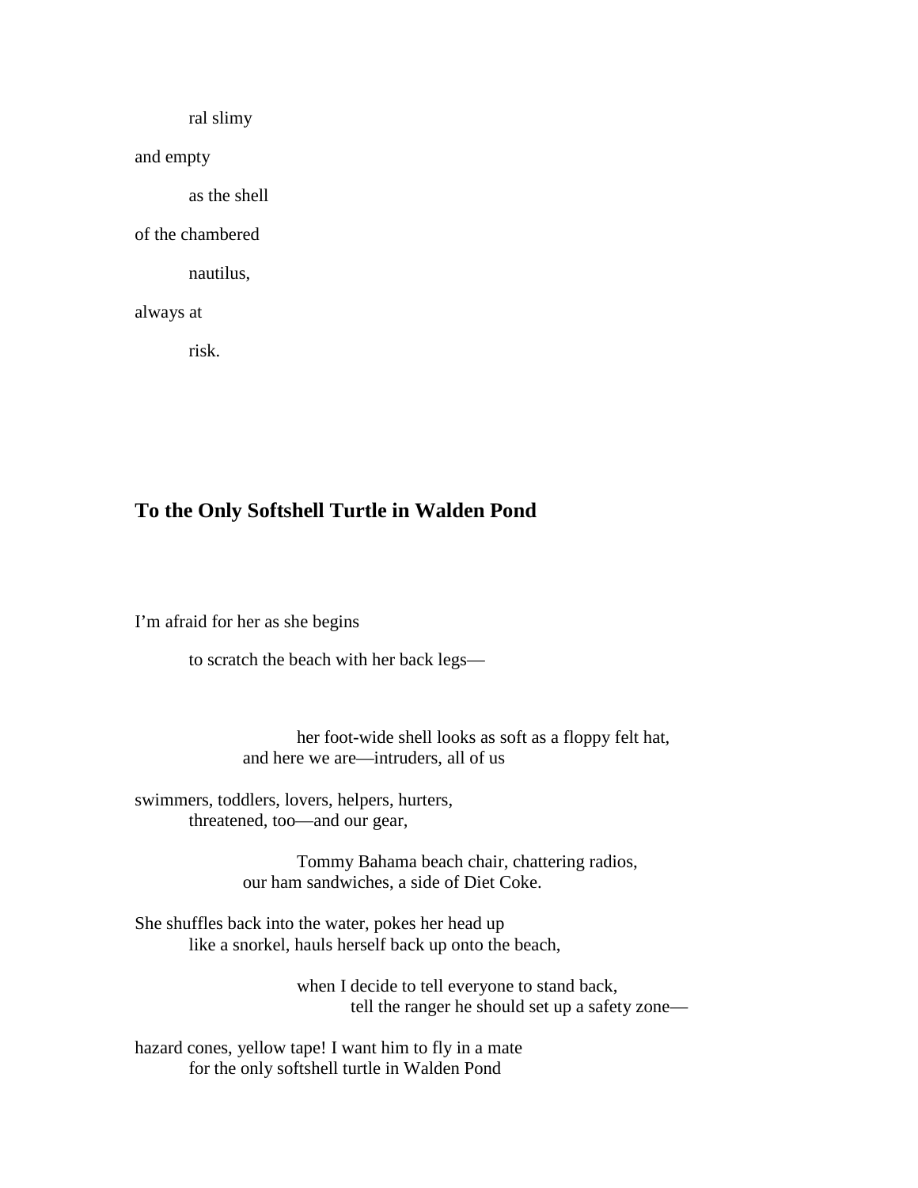ral slimy

and empty

as the shell

of the chambered

nautilus,

always at

risk.

## To the Only Softshell Turtle in Walden Pond

I'm afraid for her as she begins

to scratch the beach with her back legs—

her foot-wide shell looks as soft as a floppy felt hat,
and here we are—intruders, all of us

swimmers, toddlers, lovers, helpers, hurters,
threatened, too—and our gear,

Tommy Bahama beach chair, chattering radios,
our ham sandwiches, a side of Diet Coke.

She shuffles back into the water, pokes her head up
like a snorkel, hauls herself back up onto the beach,

when I decide to tell everyone to stand back,
tell the ranger he should set up a safety zone—

hazard cones, yellow tape! I want him to fly in a mate
for the only softshell turtle in Walden Pond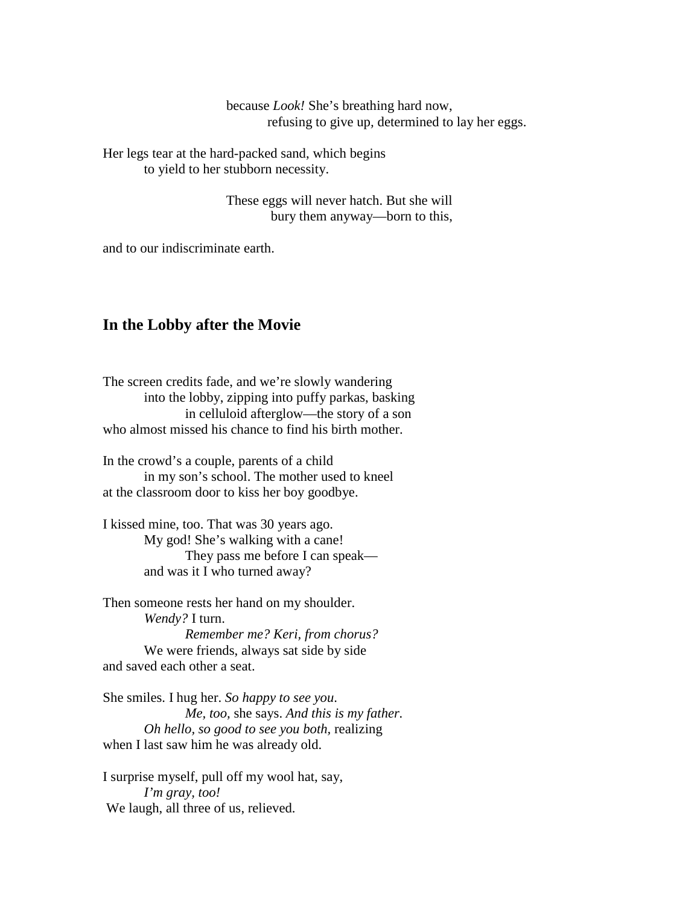because *Look!* She's breathing hard now,
refusing to give up, determined to lay her eggs.

Her legs tear at the hard-packed sand, which begins
to yield to her stubborn necessity.

These eggs will never hatch. But she will
bury them anyway—born to this,

and to our indiscriminate earth.

## In the Lobby after the Movie

The screen credits fade, and we're slowly wandering
into the lobby, zipping into puffy parkas, basking
in celluloid afterglow—the story of a son
who almost missed his chance to find his birth mother.

In the crowd's a couple, parents of a child
in my son's school. The mother used to kneel
at the classroom door to kiss her boy goodbye.

I kissed mine, too. That was 30 years ago.
My god! She's walking with a cane!
They pass me before I can speak—
and was it I who turned away?

Then someone rests her hand on my shoulder.
*Wendy?* I turn.
*Remember me? Keri, from chorus?*
We were friends, always sat side by side
and saved each other a seat.

She smiles. I hug her. *So happy to see you*.
*Me, too,* she says. *And this is my father.*
*Oh hello, so good to see you both,* realizing
when I last saw him he was already old.

I surprise myself, pull off my wool hat, say,
*I'm gray, too!*
We laugh, all three of us, relieved.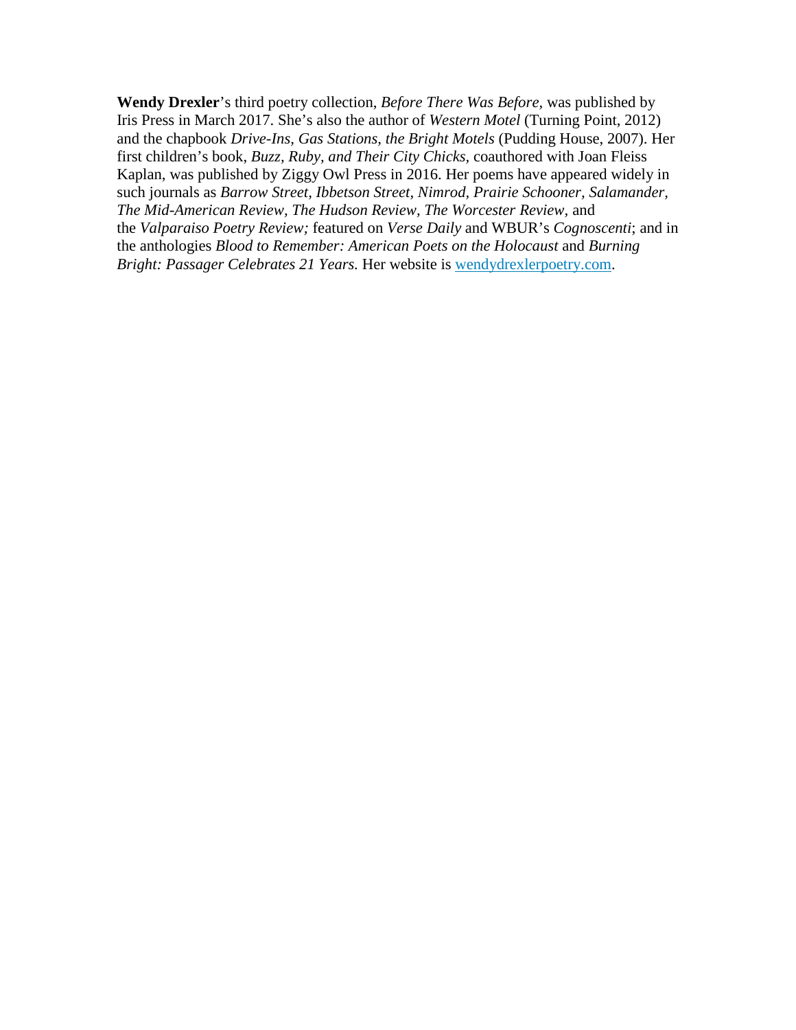**Wendy Drexler**'s third poetry collection, *Before There Was Before*, was published by Iris Press in March 2017. She's also the author of *Western Motel* (Turning Point, 2012) and the chapbook *Drive-Ins, Gas Stations, the Bright Motels* (Pudding House, 2007). Her first children's book, *Buzz, Ruby, and Their City Chicks*, coauthored with Joan Fleiss Kaplan, was published by Ziggy Owl Press in 2016. Her poems have appeared widely in such journals as *Barrow Street, Ibbetson Street, Nimrod, Prairie Schooner, Salamander, The Mid-American Review, The Hudson Review, The Worcester Review*, and the *Valparaiso Poetry Review;* featured on *Verse Daily* and WBUR's *Cognoscenti*; and in the anthologies *Blood to Remember: American Poets on the Holocaust* and *Burning Bright: Passager Celebrates 21 Years.* Her website is wendydrexlerpoetry.com.